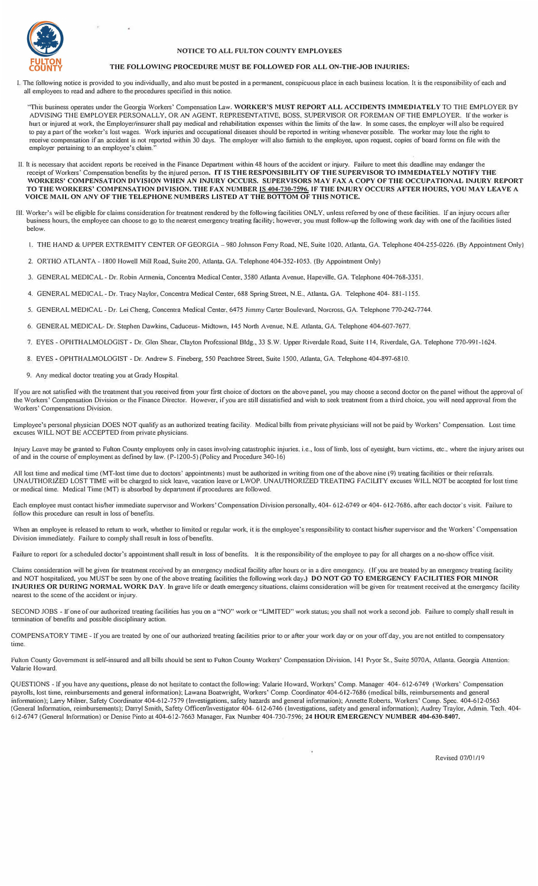FULTON COUNTY

**NOTICE TO ALL FULTON COUNTY EMPLOYEES**

**THE FOLLOWING PROCEDURE MUST BE FOLLOWED FOR ALL ON-THE-JOB INJURIES:**

I. The following notice is provided to you individually, and also must be posted in a permanent, conspicuous place in each business location. It is the responsibility of each and all employees to read and adhere to the procedures specified in this notice.

"This business operates under the Georgia Workers' Compensation Law. **WORKER'S MUST REPORT ALL ACCIDENTS IMMEDIATELY** TO THE EMPLOYER BY ADVISING THE EMPLOYER PERSONALLY, OR AN AGENT, REPRESENTATIVE, BOSS, SUPERVISOR OR FOREMAN OF THE EMPLOYER. If the worker is hurt or injured at work, the Employer/insurer shall pay medical and rehabilitation expenses within the limits of the law. In some cases, the employer will also be required to pay a part of the worker's lost wages. Work injuries and occupational diseases should be reported in writing whenever possible. The worker may lose the right to receive compensation if an accident is not reported within 30 days. The employer will also furnish to the employee, upon request, copies of board forms on file with the employer pertaining to an employee's claim."

II. It is necessary that accident reports be received in the Finance Department within 48 hours of the accident or injury. Failure to meet this deadline may endanger the receipt of Workers' Compensation benefits by the injured person. **IT IS THE RESPONSIBILITY OF THE SUPERVISOR TO IMMEDIATELY NOTIFY THE WORKERS' COMPENSATION DIVISION WHEN AN INJURY OCCURS. SUPERVISORS MAY FAX A COPY OF THE OCCUPATIONAL INJURY REPORT TO THE WORKERS' COMPENSATION DIVISION. THE FAX NUMBER IS 404-730-7596. IF THE INJURY OCCURS AFTER HOURS, YOU MAY LEAVE A VOICE MAIL ON ANY OF THE TELEPHONE NUMBERS LISTED AT THE BOTTOM OF THIS NOTICE.**

III. Worker's will be eligible for claims consideration for treatment rendered by the following facilities ONLY, unless referred by one of these facilities. If an injury occurs after business hours, the employee can choose to go to the nearest emergency treating facility; however, you must follow-up the following work day with one of the facilities listed below.

1. THE HAND & UPPER EXTREMITY CENTER OF GEORGIA – 980 Johnson Ferry Road, NE, Suite 1020, Atlanta, GA. Telephone 404-255-0226. (By Appointment Only)
2. ORTHO ATLANTA - 1800 Howell Mill Road, Suite 200, Atlanta, GA. Telephone 404-352-1053. (By Appointment Only)
3. GENERAL MEDICAL - Dr. Robin Armenia, Concentra Medical Center, 3580 Atlanta Avenue, Hapeville, GA. Telephone 404-768-3351.
4. GENERAL MEDICAL - Dr. Tracy Naylor, Concentra Medical Center, 688 Spring Street, N.E., Atlanta, GA. Telephone 404- 881-1155.
5. GENERAL MEDICAL - Dr. Lei Cheng, Concentra Medical Center, 6475 Jimmy Carter Boulevard, Norcross, GA. Telephone 770-242-7744.
6. GENERAL MEDICAL- Dr. Stephen Dawkins, Caduceus- Midtown, 145 North Avenue, N.E. Atlanta, GA. Telephone 404-607-7677.
7. EYES - OPHTHALMOLOGIST - Dr. Glen Shear, Clayton Professional Bldg., 33 S.W. Upper Riverdale Road, Suite 114, Riverdale, GA. Telephone 770-991-1624.
8. EYES - OPHTHALMOLOGIST - Dr. Andrew S. Fineberg, 550 Peachtree Street, Suite 1500, Atlanta, GA. Telephone 404-897-6810.
9. Any medical doctor treating you at Grady Hospital.

If you are not satisfied with the treatment that you received from your first choice of doctors on the above panel, you may choose a second doctor on the panel without the approval of the Workers' Compensation Division or the Finance Director. However, if you are still dissatisfied and wish to seek treatment from a third choice, you will need approval from the Workers' Compensations Division.

Employee's personal physician DOES NOT qualify as an authorized treating facility. Medical bills from private physicians will not be paid by Workers' Compensation. Lost time excuses WILL NOT BE ACCEPTED from private physicians.

Injury Leave may be granted to Fulton County employees only in cases involving catastrophic injuries. i.e., loss of limb, loss of eyesight, burn victims, etc., where the injury arises out of and in the course of employment as defined by law. (P-1200-5) (Policy and Procedure 340-16)

All lost time and medical time (MT-lost time due to doctors' appointments) must be authorized in writing from one of the above nine (9) treating facilities or their referrals. UNAUTHORIZED LOST TIME will be charged to sick leave, vacation leave or LWOP. UNAUTHORIZED TREATING FACILITY excuses WILL NOT be accepted for lost time or medical time. Medical Time (MT) is absorbed by department if procedures are followed.

Each employee must contact his/her immediate supervisor and Workers' Compensation Division personally, 404- 612-6749 or 404- 612-7686, after each doctor's visit. Failure to follow this procedure can result in loss of benefits.

When an employee is released to return to work, whether to limited or regular work, it is the employee's responsibility to contact his/her supervisor and the Workers' Compensation Division immediately. Failure to comply shall result in loss of benefits.

Failure to report for a scheduled doctor's appointment shall result in loss of benefits. It is the responsibility of the employee to pay for all charges on a no-show office visit.

Claims consideration will be given for treatment received by an emergency medical facility after hours or in a dire emergency. (If you are treated by an emergency treating facility and NOT hospitalized, you MUST be seen by one of the above treating facilities the following work day.) **DO NOT GO TO EMERGENCY FACILITIES FOR MINOR INJURIES OR DURING NORMAL WORK DAY.** In grave life or death emergency situations, claims consideration will be given for treatment received at the emergency facility nearest to the scene of the accident or injury.

SECOND JOBS - If one of our authorized treating facilities has you on a "NO" work or "LIMITED" work status; you shall not work a second job. Failure to comply shall result in termination of benefits and possible disciplinary action.

COMPENSATORY TIME - If you are treated by one of our authorized treating facilities prior to or after your work day or on your off day, you are not entitled to compensatory time.

Fulton County Government is self-insured and all bills should be sent to Fulton County Workers' Compensation Division, 141 Pryor St., Suite 5070A, Atlanta, Georgia Attention: Valarie Howard.

QUESTIONS - If you have any questions, please do not hesitate to contact the following: Valarie Howard, Workers' Comp. Manager 404- 612-6749 (Workers' Compensation payrolls, lost time, reimbursements and general information); Lawana Boatwright, Workers' Comp. Coordinator 404-612-7686 (medical bills, reimbursements and general information); Larry Milner, Safety Coordinator 404-612-7579 (Investigations, safety hazards and general information); Annette Roberts, Workers' Comp. Spec. 404-612-0563 (General Information, reimbursements); Darryl Smith, Safety Officer/Investigator 404- 612-6746 (Investigations, safety and general information); Audrey Traylor, Admin. Tech. 404-612-6747 (General Information) or Denise Pinto at 404-612-7663 Manager, Fax Number 404-730-7596; **24 HOUR EMERGENCY NUMBER 404-630-8407.**

Revised 07/01/19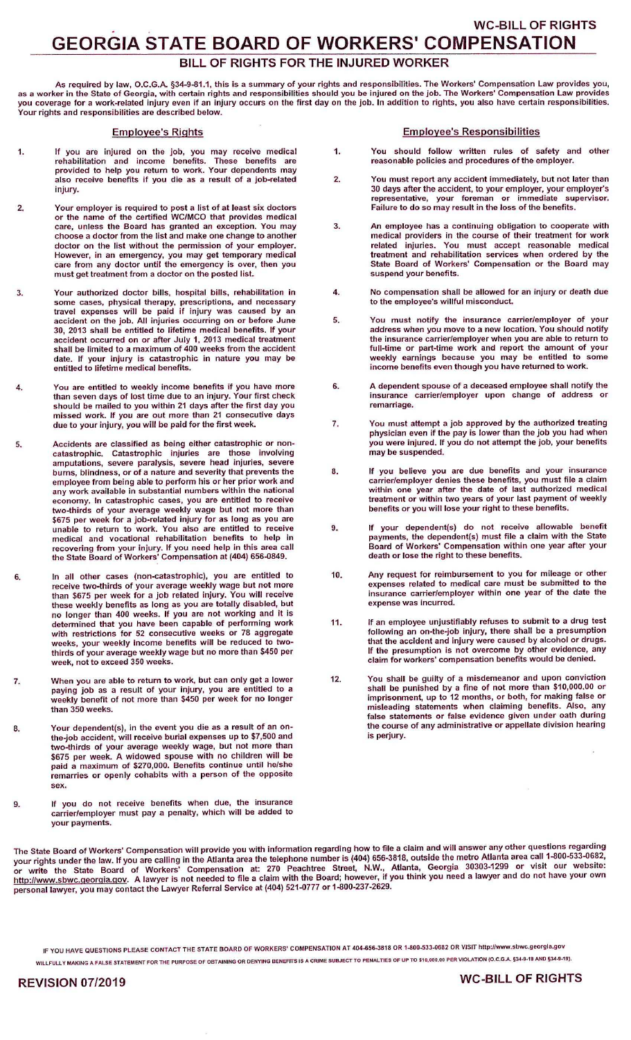WC-BILL OF RIGHTS

# GEORGIA STATE BOARD OF WORKERS' COMPENSATION

## BILL OF RIGHTS FOR THE INJURED WORKER

As required by law, O.C.G.A. §34-9-81.1, this is a summary of your rights and responsibilities. The Workers' Compensation Law provides you, as a worker in the State of Georgia, with certain rights and responsibilities should you be injured on the job. The Workers' Compensation Law provides you coverage for a work-related injury even if an injury occurs on the first day on the job. In addition to rights, you also have certain responsibilities. Your rights and responsibilities are described below.

### Employee's Rights

1. If you are injured on the job, you may receive medical rehabilitation and income benefits. These benefits are provided to help you return to work. Your dependents may also receive benefits if you die as a result of a job-related injury.

2. Your employer is required to post a list of at least six doctors or the name of the certified WC/MCO that provides medical care, unless the Board has granted an exception. You may choose a doctor from the list and make one change to another doctor on the list without the permission of your employer. However, in an emergency, you may get temporary medical care from any doctor until the emergency is over, then you must get treatment from a doctor on the posted list.

3. Your authorized doctor bills, hospital bills, rehabilitation in some cases, physical therapy, prescriptions, and necessary travel expenses will be paid if injury was caused by an accident on the job. All injuries occurring on or before June 30, 2013 shall be entitled to lifetime medical benefits. If your accident occurred on or after July 1, 2013 medical treatment shall be limited to a maximum of 400 weeks from the accident date. If your injury is catastrophic in nature you may be entitled to lifetime medical benefits.

4. You are entitled to weekly income benefits if you have more than seven days of lost time due to an injury. Your first check should be mailed to you within 21 days after the first day you missed work. If you are out more than 21 consecutive days due to your injury, you will be paid for the first week.

5. Accidents are classified as being either catastrophic or non-catastrophic. Catastrophic injuries are those involving amputations, severe paralysis, severe head injuries, severe burns, blindness, or of a nature and severity that prevents the employee from being able to perform his or her prior work and any work available in substantial numbers within the national economy. In catastrophic cases, you are entitled to receive two-thirds of your average weekly wage but not more than $675 per week for a job-related injury for as long as you are unable to return to work. You also are entitled to receive medical and vocational rehabilitation benefits to help in recovering from your injury. If you need help in this area call the State Board of Workers' Compensation at (404) 656-0849.

6. In all other cases (non-catastrophic), you are entitled to receive two-thirds of your average weekly wage but not more than $675 per week for a job related injury. You will receive these weekly benefits as long as you are totally disabled, but no longer than 400 weeks. If you are not working and it is determined that you have been capable of performing work with restrictions for 52 consecutive weeks or 78 aggregate weeks, your weekly income benefits will be reduced to two-thirds of your average weekly wage but no more than $450 per week, not to exceed 350 weeks.

7. When you are able to return to work, but can only get a lower paying job as a result of your injury, you are entitled to a weekly benefit of not more than $450 per week for no longer than 350 weeks.

8. Your dependent(s), in the event you die as a result of an on-the-job accident, will receive burial expenses up to $7,500 and two-thirds of your average weekly wage, but not more than $675 per week. A widowed spouse with no children will be paid a maximum of $270,000. Benefits continue until he/she remarries or openly cohabits with a person of the opposite sex.

9. If you do not receive benefits when due, the insurance carrier/employer must pay a penalty, which will be added to your payments.

### Employee's Responsibilities

1. You should follow written rules of safety and other reasonable policies and procedures of the employer.

2. You must report any accident immediately, but not later than 30 days after the accident, to your employer, your employer's representative, your foreman or immediate supervisor. Failure to do so may result in the loss of the benefits.

3. An employee has a continuing obligation to cooperate with medical providers in the course of their treatment for work related injuries. You must accept reasonable medical treatment and rehabilitation services when ordered by the State Board of Workers' Compensation or the Board may suspend your benefits.

4. No compensation shall be allowed for an injury or death due to the employee's willful misconduct.

5. You must notify the insurance carrier/employer of your address when you move to a new location. You should notify the insurance carrier/employer when you are able to return to full-time or part-time work and report the amount of your weekly earnings because you may be entitled to some income benefits even though you have returned to work.

6. A dependent spouse of a deceased employee shall notify the insurance carrier/employer upon change of address or remarriage.

7. You must attempt a job approved by the authorized treating physician even if the pay is lower than the job you had when you were injured. If you do not attempt the job, your benefits may be suspended.

8. If you believe you are due benefits and your insurance carrier/employer denies these benefits, you must file a claim within one year after the date of last authorized medical treatment or within two years of your last payment of weekly benefits or you will lose your right to these benefits.

9. If your dependent(s) do not receive allowable benefit payments, the dependent(s) must file a claim with the State Board of Workers' Compensation within one year after your death or lose the right to these benefits.

10. Any request for reimbursement to you for mileage or other expenses related to medical care must be submitted to the insurance carrier/employer within one year of the date the expense was incurred.

11. If an employee unjustifiably refuses to submit to a drug test following an on-the-job injury, there shall be a presumption that the accident and injury were caused by alcohol or drugs. If the presumption is not overcome by other evidence, any claim for workers' compensation benefits would be denied.

12. You shall be guilty of a misdemeanor and upon conviction shall be punished by a fine of not more than $10,000.00 or imprisonment, up to 12 months, or both, for making false or misleading statements when claiming benefits. Also, any false statements or false evidence given under oath during the course of any administrative or appellate division hearing is perjury.

The State Board of Workers' Compensation will provide you with information regarding how to file a claim and will answer any other questions regarding your rights under the law. If you are calling in the Atlanta area the telephone number is (404) 656-3818, outside the metro Atlanta area call 1-800-533-0682, or write the State Board of Workers' Compensation at: 270 Peachtree Street, N.W., Atlanta, Georgia 30303-1299 or visit our website: http://www.sbwc.georgia.gov. A lawyer is not needed to file a claim with the Board; however, if you think you need a lawyer and do not have your own personal lawyer, you may contact the Lawyer Referral Service at (404) 521-0777 or 1-800-237-2629.

IF YOU HAVE QUESTIONS PLEASE CONTACT THE STATE BOARD OF WORKERS' COMPENSATION AT 404-656-3818 OR 1-800-533-0682 OR VISIT http://www.sbwc.georgia.gov

WILLFULLY MAKING A FALSE STATEMENT FOR THE PURPOSE OF OBTAINING OR DENYING BENEFITS IS A CRIME SUBJECT TO PENALTIES OF UP TO $10,000.00 PER VIOLATION (O.C.G.A. §34-9-18 AND §34-9-19).

**REVISION 07/2019** **WC-BILL OF RIGHTS**